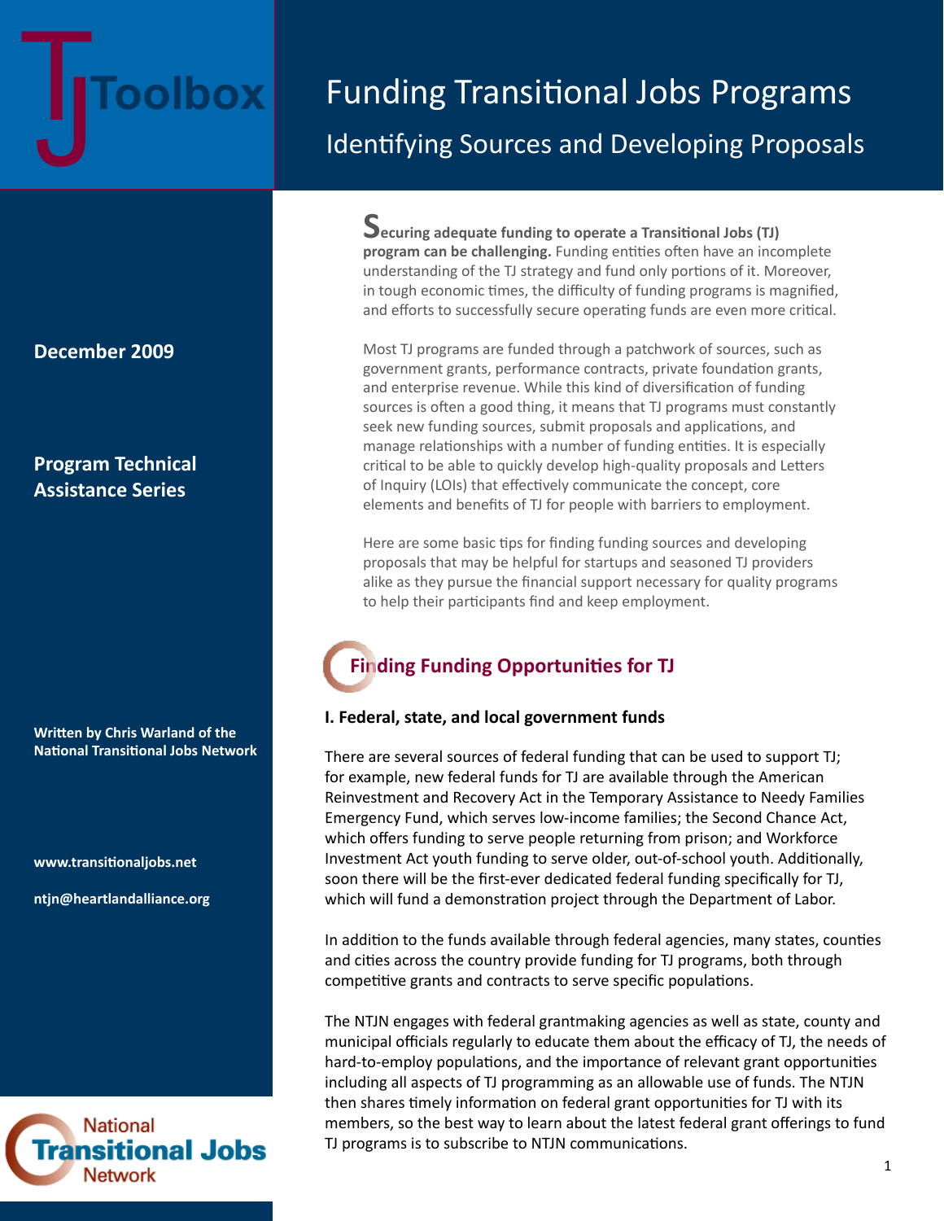# Funding Transitional Jobs Programs

## Identifying Sources and Developing Proposals

TJ Toolbox

**December 2009**

**Program Technical Assistance Series**

**Written by Chris Warland of the National Transitional Jobs Network**

**www.transitionaljobs.net**

**ntjn@heartlandalliance.org**

**Securing adequate funding to operate a Transitional Jobs (TJ) program can be challenging.** Funding entities often have an incomplete understanding of the TJ strategy and fund only portions of it. Moreover, in tough economic times, the difficulty of funding programs is magnified, and efforts to successfully secure operating funds are even more critical.

Most TJ programs are funded through a patchwork of sources, such as government grants, performance contracts, private foundation grants, and enterprise revenue. While this kind of diversification of funding sources is often a good thing, it means that TJ programs must constantly seek new funding sources, submit proposals and applications, and manage relationships with a number of funding entities. It is especially critical to be able to quickly develop high-quality proposals and Letters of Inquiry (LOIs) that effectively communicate the concept, core elements and benefits of TJ for people with barriers to employment.

Here are some basic tips for finding funding sources and developing proposals that may be helpful for startups and seasoned TJ providers alike as they pursue the financial support necessary for quality programs to help their participants find and keep employment.

## Finding Funding Opportunities for TJ

### I. Federal, state, and local government funds

There are several sources of federal funding that can be used to support TJ; for example, new federal funds for TJ are available through the American Reinvestment and Recovery Act in the Temporary Assistance to Needy Families Emergency Fund, which serves low-income families; the Second Chance Act, which offers funding to serve people returning from prison; and Workforce Investment Act youth funding to serve older, out-of-school youth. Additionally, soon there will be the first-ever dedicated federal funding specifically for TJ, which will fund a demonstration project through the Department of Labor.

In addition to the funds available through federal agencies, many states, counties and cities across the country provide funding for TJ programs, both through competitive grants and contracts to serve specific populations.

The NTJN engages with federal grantmaking agencies as well as state, county and municipal officials regularly to educate them about the efficacy of TJ, the needs of hard-to-employ populations, and the importance of relevant grant opportunities including all aspects of TJ programming as an allowable use of funds. The NTJN then shares timely information on federal grant opportunities for TJ with its members, so the best way to learn about the latest federal grant offerings to fund TJ programs is to subscribe to NTJN communications.

National Transitional Jobs Network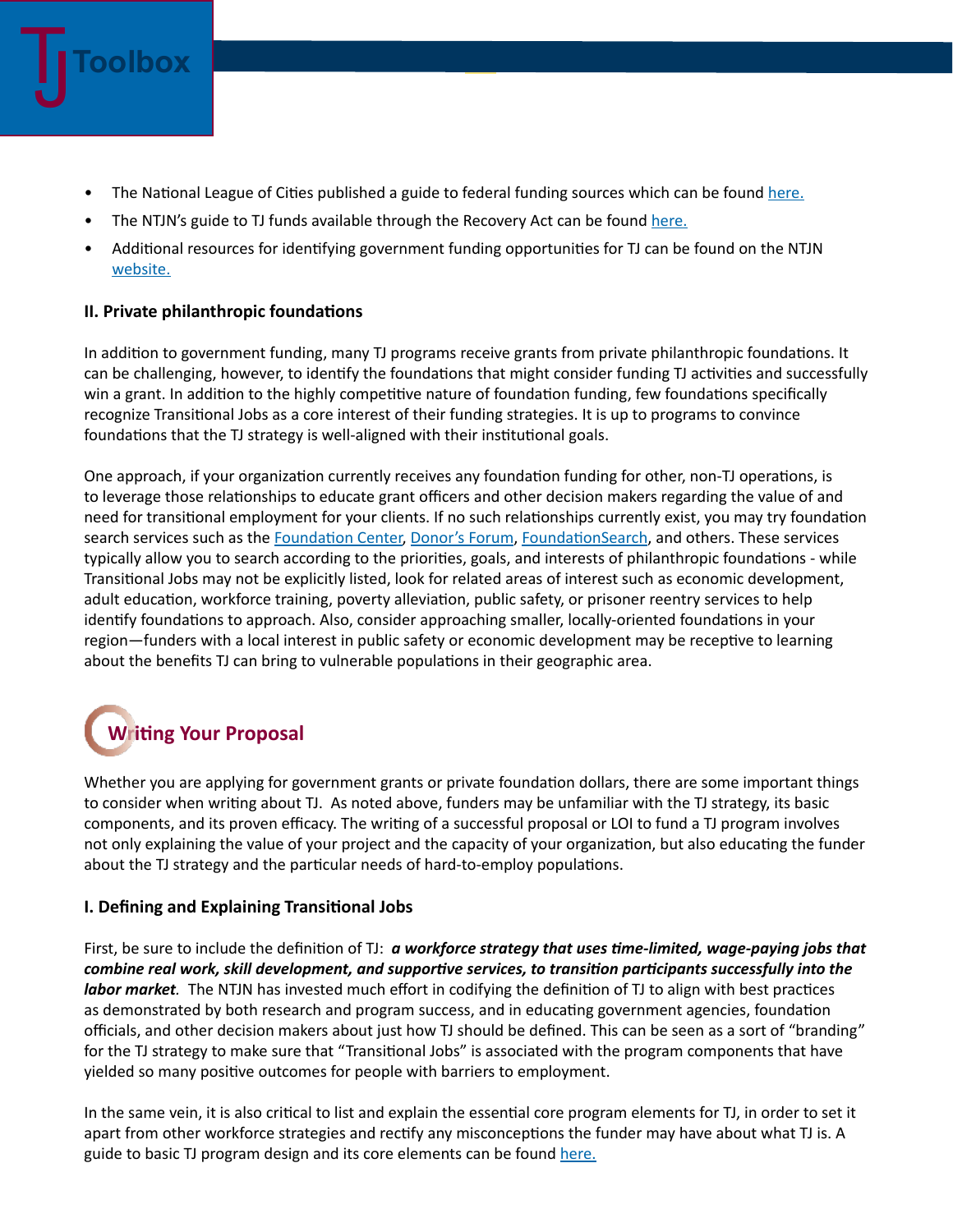- The National League of Cities published a guide to federal funding sources which can be found here.
- The NTJN's guide to TJ funds available through the Recovery Act can be found here.
- Additional resources for identifying government funding opportunities for TJ can be found on the NTJN website.

### II. Private philanthropic foundations

In addition to government funding, many TJ programs receive grants from private philanthropic foundations. It can be challenging, however, to identify the foundations that might consider funding TJ activities and successfully win a grant. In addition to the highly competitive nature of foundation funding, few foundations specifically recognize Transitional Jobs as a core interest of their funding strategies. It is up to programs to convince foundations that the TJ strategy is well-aligned with their institutional goals.

One approach, if your organization currently receives any foundation funding for other, non-TJ operations, is to leverage those relationships to educate grant officers and other decision makers regarding the value of and need for transitional employment for your clients. If no such relationships currently exist, you may try foundation search services such as the Foundation Center, Donor's Forum, FoundationSearch, and others. These services typically allow you to search according to the priorities, goals, and interests of philanthropic foundations - while Transitional Jobs may not be explicitly listed, look for related areas of interest such as economic development, adult education, workforce training, poverty alleviation, public safety, or prisoner reentry services to help identify foundations to approach. Also, consider approaching smaller, locally-oriented foundations in your region—funders with a local interest in public safety or economic development may be receptive to learning about the benefits TJ can bring to vulnerable populations in their geographic area.

## Writing Your Proposal

Whether you are applying for government grants or private foundation dollars, there are some important things to consider when writing about TJ. As noted above, funders may be unfamiliar with the TJ strategy, its basic components, and its proven efficacy. The writing of a successful proposal or LOI to fund a TJ program involves not only explaining the value of your project and the capacity of your organization, but also educating the funder about the TJ strategy and the particular needs of hard-to-employ populations.

### I. Defining and Explaining Transitional Jobs

First, be sure to include the definition of TJ: ***a workforce strategy that uses time-limited, wage-paying jobs that combine real work, skill development, and supportive services, to transition participants successfully into the labor market***. The NTJN has invested much effort in codifying the definition of TJ to align with best practices as demonstrated by both research and program success, and in educating government agencies, foundation officials, and other decision makers about just how TJ should be defined. This can be seen as a sort of "branding" for the TJ strategy to make sure that "Transitional Jobs" is associated with the program components that have yielded so many positive outcomes for people with barriers to employment.

In the same vein, it is also critical to list and explain the essential core program elements for TJ, in order to set it apart from other workforce strategies and rectify any misconceptions the funder may have about what TJ is. A guide to basic TJ program design and its core elements can be found here.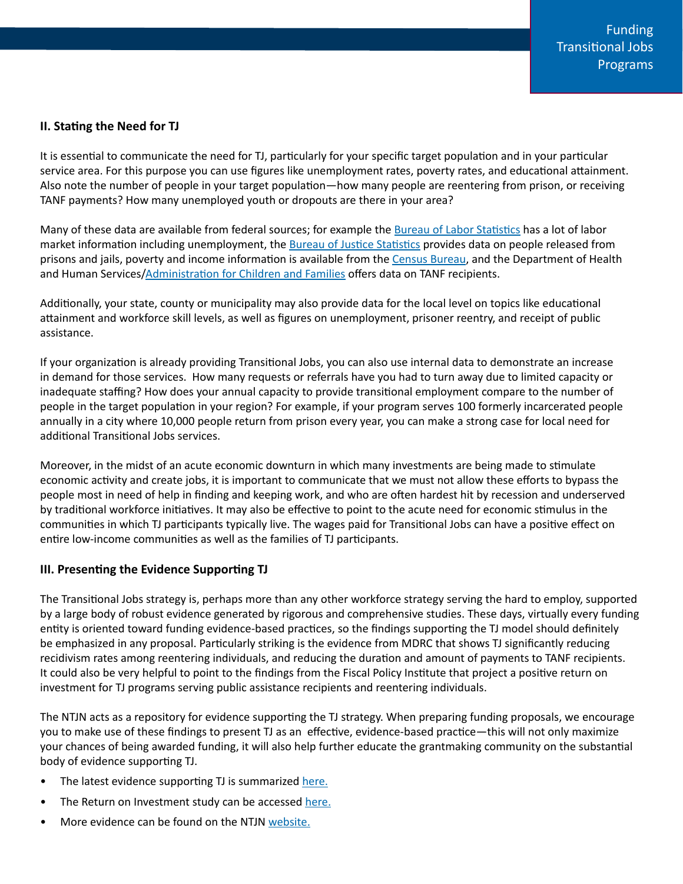## II. Stating the Need for TJ

It is essential to communicate the need for TJ, particularly for your specific target population and in your particular service area. For this purpose you can use figures like unemployment rates, poverty rates, and educational attainment. Also note the number of people in your target population—how many people are reentering from prison, or receiving TANF payments? How many unemployed youth or dropouts are there in your area?

Many of these data are available from federal sources; for example the Bureau of Labor Statistics has a lot of labor market information including unemployment, the Bureau of Justice Statistics provides data on people released from prisons and jails, poverty and income information is available from the Census Bureau, and the Department of Health and Human Services/Administration for Children and Families offers data on TANF recipients.

Additionally, your state, county or municipality may also provide data for the local level on topics like educational attainment and workforce skill levels, as well as figures on unemployment, prisoner reentry, and receipt of public assistance.

If your organization is already providing Transitional Jobs, you can also use internal data to demonstrate an increase in demand for those services. How many requests or referrals have you had to turn away due to limited capacity or inadequate staffing? How does your annual capacity to provide transitional employment compare to the number of people in the target population in your region? For example, if your program serves 100 formerly incarcerated people annually in a city where 10,000 people return from prison every year, you can make a strong case for local need for additional Transitional Jobs services.

Moreover, in the midst of an acute economic downturn in which many investments are being made to stimulate economic activity and create jobs, it is important to communicate that we must not allow these efforts to bypass the people most in need of help in finding and keeping work, and who are often hardest hit by recession and underserved by traditional workforce initiatives. It may also be effective to point to the acute need for economic stimulus in the communities in which TJ participants typically live. The wages paid for Transitional Jobs can have a positive effect on entire low-income communities as well as the families of TJ participants.

## III. Presenting the Evidence Supporting TJ

The Transitional Jobs strategy is, perhaps more than any other workforce strategy serving the hard to employ, supported by a large body of robust evidence generated by rigorous and comprehensive studies. These days, virtually every funding entity is oriented toward funding evidence-based practices, so the findings supporting the TJ model should definitely be emphasized in any proposal. Particularly striking is the evidence from MDRC that shows TJ significantly reducing recidivism rates among reentering individuals, and reducing the duration and amount of payments to TANF recipients. It could also be very helpful to point to the findings from the Fiscal Policy Institute that project a positive return on investment for TJ programs serving public assistance recipients and reentering individuals.

The NTJN acts as a repository for evidence supporting the TJ strategy. When preparing funding proposals, we encourage you to make use of these findings to present TJ as an effective, evidence-based practice—this will not only maximize your chances of being awarded funding, it will also help further educate the grantmaking community on the substantial body of evidence supporting TJ.

- The latest evidence supporting TJ is summarized here.
- The Return on Investment study can be accessed here.
- More evidence can be found on the NTJN website.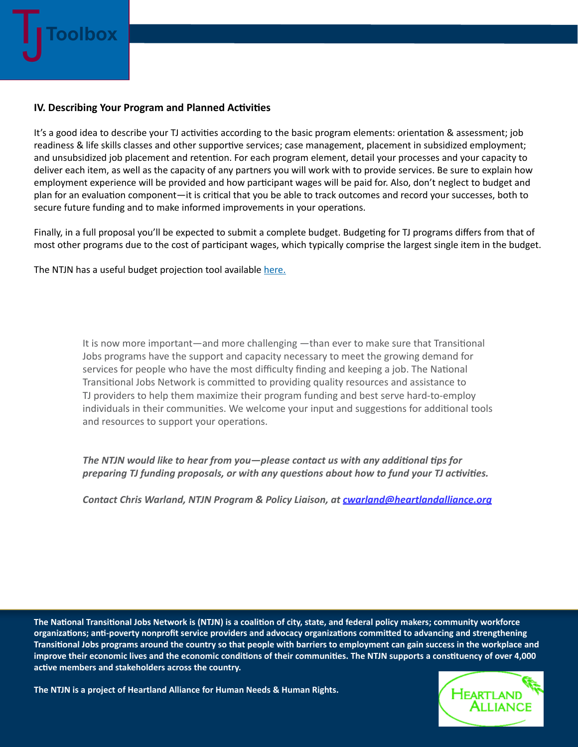## IV. Describing Your Program and Planned Activities

It's a good idea to describe your TJ activities according to the basic program elements: orientation & assessment; job readiness & life skills classes and other supportive services; case management, placement in subsidized employment; and unsubsidized job placement and retention. For each program element, detail your processes and your capacity to deliver each item, as well as the capacity of any partners you will work with to provide services. Be sure to explain how employment experience will be provided and how participant wages will be paid for. Also, don't neglect to budget and plan for an evaluation component—it is critical that you be able to track outcomes and record your successes, both to secure future funding and to make informed improvements in your operations.

Finally, in a full proposal you'll be expected to submit a complete budget. Budgeting for TJ programs differs from that of most other programs due to the cost of participant wages, which typically comprise the largest single item in the budget.

The NTJN has a useful budget projection tool available here.

It is now more important—and more challenging —than ever to make sure that Transitional Jobs programs have the support and capacity necessary to meet the growing demand for services for people who have the most difficulty finding and keeping a job. The National Transitional Jobs Network is committed to providing quality resources and assistance to TJ providers to help them maximize their program funding and best serve hard-to-employ individuals in their communities. We welcome your input and suggestions for additional tools and resources to support your operations.

***The NTJN would like to hear from you—please contact us with any additional tips for preparing TJ funding proposals, or with any questions about how to fund your TJ activities.***

***Contact Chris Warland, NTJN Program & Policy Liaison, at cwarland@heartlandalliance.org***

**The National Transitional Jobs Network is (NTJN) is a coalition of city, state, and federal policy makers; community workforce organizations; anti-poverty nonprofit service providers and advocacy organizations committed to advancing and strengthening Transitional Jobs programs around the country so that people with barriers to employment can gain success in the workplace and improve their economic lives and the economic conditions of their communities. The NTJN supports a constituency of over 4,000 active members and stakeholders across the country.**

**The NTJN is a project of Heartland Alliance for Human Needs & Human Rights.**